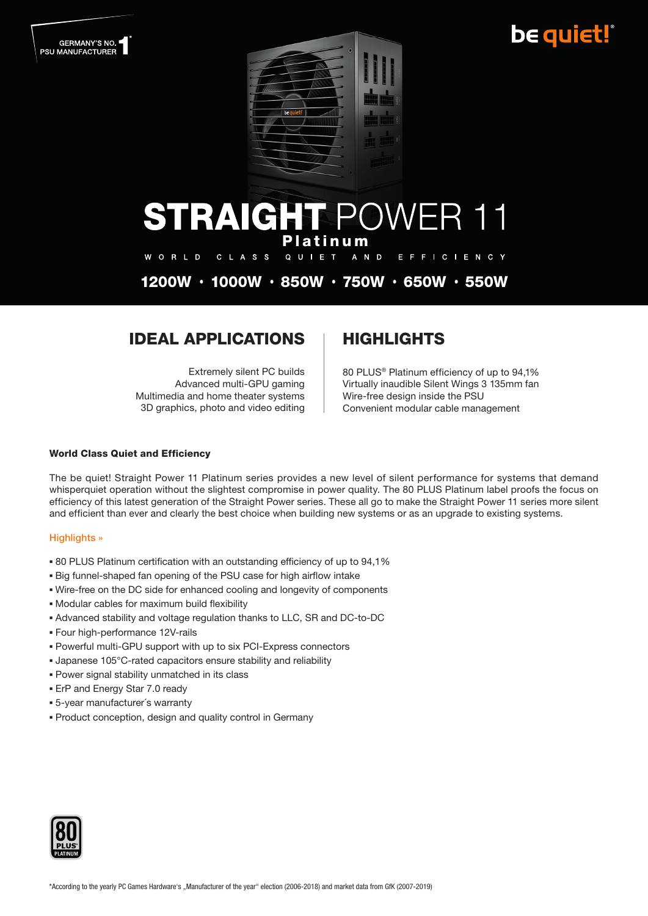GERMANY'S NO. 1* PSU MANUFACTURER

be quiet!

# STRAIGHT POWER 11 Platinum

WORLD CLASS QUIET AND EFFICIENCY

**1200W • 1000W • 850W • 750W • 650W • 550W**

## IDEAL APPLICATIONS

Extremely silent PC builds
Advanced multi-GPU gaming
Multimedia and home theater systems
3D graphics, photo and video editing

## HIGHLIGHTS

80 PLUS® Platinum efficiency of up to 94,1%
Virtually inaudible Silent Wings 3 135mm fan
Wire-free design inside the PSU
Convenient modular cable management

**World Class Quiet and Efficiency**

The be quiet! Straight Power 11 Platinum series provides a new level of silent performance for systems that demand whisperquiet operation without the slightest compromise in power quality. The 80 PLUS Platinum label proofs the focus on efficiency of this latest generation of the Straight Power series. These all go to make the Straight Power 11 series more silent and efficient than ever and clearly the best choice when building new systems or as an upgrade to existing systems.

Highlights »

- 80 PLUS Platinum certification with an outstanding efficiency of up to 94,1%
- Big funnel-shaped fan opening of the PSU case for high airflow intake
- Wire-free on the DC side for enhanced cooling and longevity of components
- Modular cables for maximum build flexibility
- Advanced stability and voltage regulation thanks to LLC, SR and DC-to-DC
- Four high-performance 12V-rails
- Powerful multi-GPU support with up to six PCI-Express connectors
- Japanese 105°C-rated capacitors ensure stability and reliability
- Power signal stability unmatched in its class
- ErP and Energy Star 7.0 ready
- 5-year manufacturer´s warranty
- Product conception, design and quality control in Germany

80 PLUS PLATINUM

*According to the yearly PC Games Hardware's „Manufacturer of the year" election (2006-2018) and market data from GfK (2007-2019)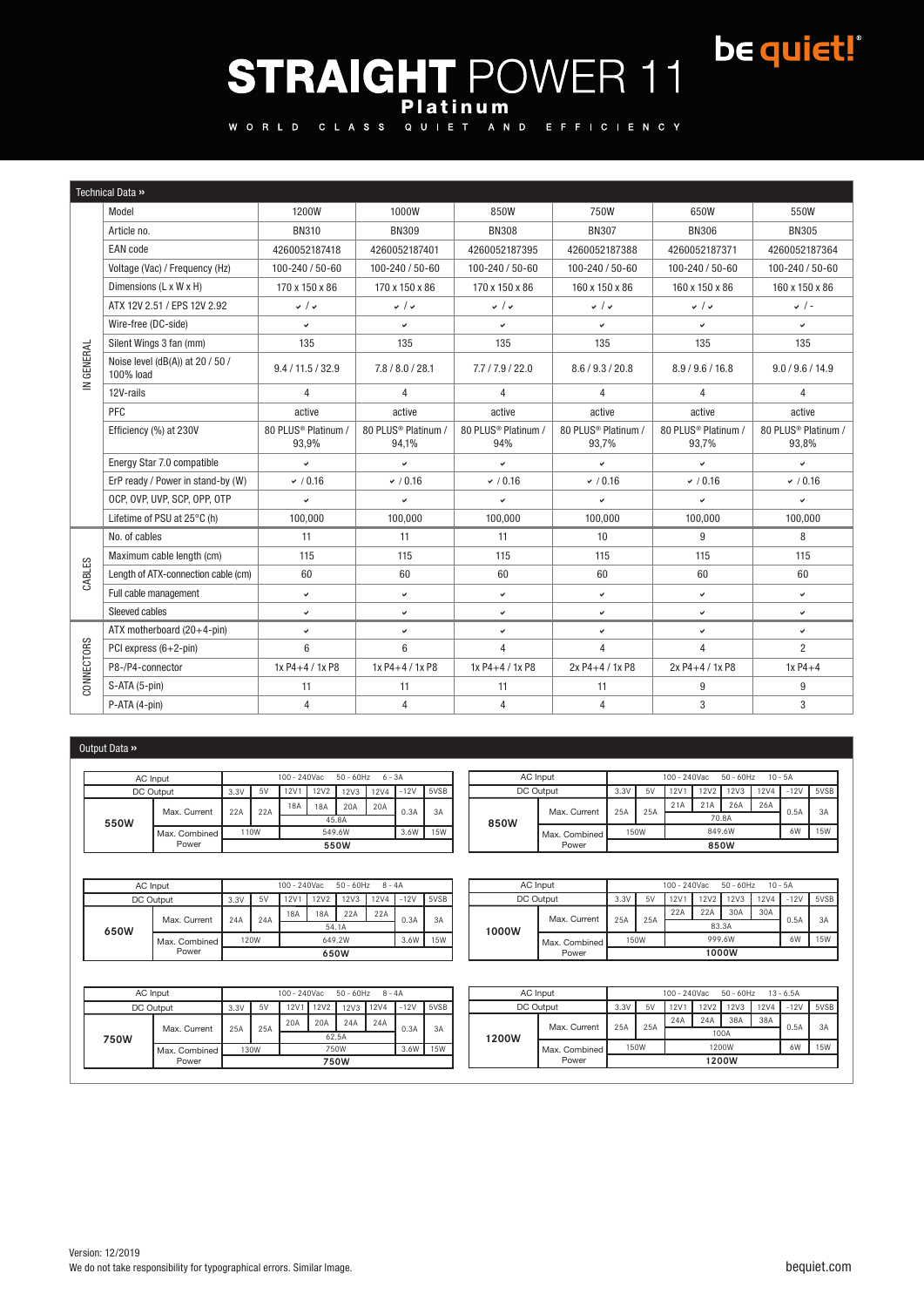# STRAIGHT POWER 11

**Platinum**

WORLD CLASS QUIET AND EFFICIENCY

be quiet!

## Technical Data »

| | | 1200W | 1000W | 850W | 750W | 650W | 550W |
|---|---|---|---|---|---|---|---|
| IN GENERAL | Model | 1200W | 1000W | 850W | 750W | 650W | 550W |
| | Article no. | BN310 | BN309 | BN308 | BN307 | BN306 | BN305 |
| | EAN code | 4260052187418 | 4260052187401 | 4260052187395 | 4260052187388 | 4260052187371 | 4260052187364 |
| | Voltage (Vac) / Frequency (Hz) | 100-240 / 50-60 | 100-240 / 50-60 | 100-240 / 50-60 | 100-240 / 50-60 | 100-240 / 50-60 | 100-240 / 50-60 |
| | Dimensions (L x W x H) | 170 x 150 x 86 | 170 x 150 x 86 | 170 x 150 x 86 | 160 x 150 x 86 | 160 x 150 x 86 | 160 x 150 x 86 |
| | ATX 12V 2.51 / EPS 12V 2.92 | ✔ / ✔ | ✔ / ✔ | ✔ / ✔ | ✔ / ✔ | ✔ / ✔ | ✔ / - |
| | Wire-free (DC-side) | ✔ | ✔ | ✔ | ✔ | ✔ | ✔ |
| | Silent Wings 3 fan (mm) | 135 | 135 | 135 | 135 | 135 | 135 |
| | Noise level (dB(A)) at 20 / 50 / 100% load | 9.4 / 11.5 / 32.9 | 7.8 / 8.0 / 28.1 | 7.7 / 7.9 / 22.0 | 8.6 / 9.3 / 20.8 | 8.9 / 9.6 / 16.8 | 9.0 / 9.6 / 14.9 |
| | 12V-rails | 4 | 4 | 4 | 4 | 4 | 4 |
| | PFC | active | active | active | active | active | active |
| | Efficiency (%) at 230V | 80 PLUS® Platinum / 93,9% | 80 PLUS® Platinum / 94,1% | 80 PLUS® Platinum / 94% | 80 PLUS® Platinum / 93,7% | 80 PLUS® Platinum / 93,7% | 80 PLUS® Platinum / 93,8% |
| | Energy Star 7.0 compatible | ✔ | ✔ | ✔ | ✔ | ✔ | ✔ |
| | ErP ready / Power in stand-by (W) | ✔ / 0.16 | ✔ / 0.16 | ✔ / 0.16 | ✔ / 0.16 | ✔ / 0.16 | ✔ / 0.16 |
| | OCP, OVP, UVP, SCP, OPP, OTP | ✔ | ✔ | ✔ | ✔ | ✔ | ✔ |
| | Lifetime of PSU at 25°C (h) | 100,000 | 100,000 | 100,000 | 100,000 | 100,000 | 100,000 |
| CABLES | No. of cables | 11 | 11 | 11 | 10 | 9 | 8 |
| | Maximum cable length (cm) | 115 | 115 | 115 | 115 | 115 | 115 |
| | Length of ATX-connection cable (cm) | 60 | 60 | 60 | 60 | 60 | 60 |
| | Full cable management | ✔ | ✔ | ✔ | ✔ | ✔ | ✔ |
| | Sleeved cables | ✔ | ✔ | ✔ | ✔ | ✔ | ✔ |
| CONNECTORS | ATX motherboard (20+4-pin) | ✔ | ✔ | ✔ | ✔ | ✔ | ✔ |
| | PCI express (6+2-pin) | 6 | 6 | 4 | 4 | 4 | 2 |
| | P8-/P4-connector | 1x P4+4 / 1x P8 | 1x P4+4 / 1x P8 | 1x P4+4 / 1x P8 | 2x P4+4 / 1x P8 | 2x P4+4 / 1x P8 | 1x P4+4 |
| | S-ATA (5-pin) | 11 | 11 | 11 | 11 | 9 | 9 |
| | P-ATA (4-pin) | 4 | 4 | 4 | 4 | 3 | 3 |

## Output Data »

| AC Input | | 100 - 240Vac | 50 - 60Hz | 6 - 3A | | | | | |
|---|---|---|---|---|---|---|---|---|---|
| DC Output | | 3.3V | 5V | 12V1 | 12V2 | 12V3 | 12V4 | -12V | 5VSB |
| 550W | Max. Current | 22A | 22A | 18A | 18A | 20A | 20A | 0.3A | 3A |
| | | | | 45.8A | | | | | |
| | Max. Combined Power | 110W | | 549.6W | | | | 3.6W | 15W |
| | | 550W | | | | | | | |

| AC Input | | 100 - 240Vac | 50 - 60Hz | 10 - 5A | | | | | |
|---|---|---|---|---|---|---|---|---|---|
| DC Output | | 3.3V | 5V | 12V1 | 12V2 | 12V3 | 12V4 | -12V | 5VSB |
| 850W | Max. Current | 25A | 25A | 21A | 21A | 26A | 26A | 0.5A | 3A |
| | | | | 70.8A | | | | | |
| | Max. Combined Power | 150W | | 849.6W | | | | 6W | 15W |
| | | 850W | | | | | | | |

| AC Input | | 100 - 240Vac | 50 - 60Hz | 8 - 4A | | | | | |
|---|---|---|---|---|---|---|---|---|---|
| DC Output | | 3.3V | 5V | 12V1 | 12V2 | 12V3 | 12V4 | -12V | 5VSB |
| 650W | Max. Current | 24A | 24A | 18A | 18A | 22A | 22A | 0.3A | 3A |
| | | | | 54.1A | | | | | |
| | Max. Combined Power | 120W | | 649.2W | | | | 3.6W | 15W |
| | | 650W | | | | | | | |

| AC Input | | 100 - 240Vac | 50 - 60Hz | 10 - 5A | | | | | |
|---|---|---|---|---|---|---|---|---|---|
| DC Output | | 3.3V | 5V | 12V1 | 12V2 | 12V3 | 12V4 | -12V | 5VSB |
| 1000W | Max. Current | 25A | 25A | 22A | 22A | 30A | 30A | 0.5A | 3A |
| | | | | 83.3A | | | | | |
| | Max. Combined Power | 150W | | 999.6W | | | | 6W | 15W |
| | | 1000W | | | | | | | |

| AC Input | | 100 - 240Vac | 50 - 60Hz | 8 - 4A | | | | | |
|---|---|---|---|---|---|---|---|---|---|
| DC Output | | 3.3V | 5V | 12V1 | 12V2 | 12V3 | 12V4 | -12V | 5VSB |
| 750W | Max. Current | 25A | 25A | 20A | 20A | 24A | 24A | 0.3A | 3A |
| | | | | 62.5A | | | | | |
| | Max. Combined Power | 130W | | 750W | | | | 3.6W | 15W |
| | | 750W | | | | | | | |

| AC Input | | 100 - 240Vac | 50 - 60Hz | 13 - 6.5A | | | | | |
|---|---|---|---|---|---|---|---|---|---|
| DC Output | | 3.3V | 5V | 12V1 | 12V2 | 12V3 | 12V4 | -12V | 5VSB |
| 1200W | Max. Current | 25A | 25A | 24A | 24A | 38A | 38A | 0.5A | 3A |
| | | | | 100A | | | | | |
| | Max. Combined Power | 150W | | 1200W | | | | 6W | 15W |
| | | 1200W | | | | | | | |

Version: 12/2019
We do not take responsibility for typographical errors. Similar Image.

bequiet.com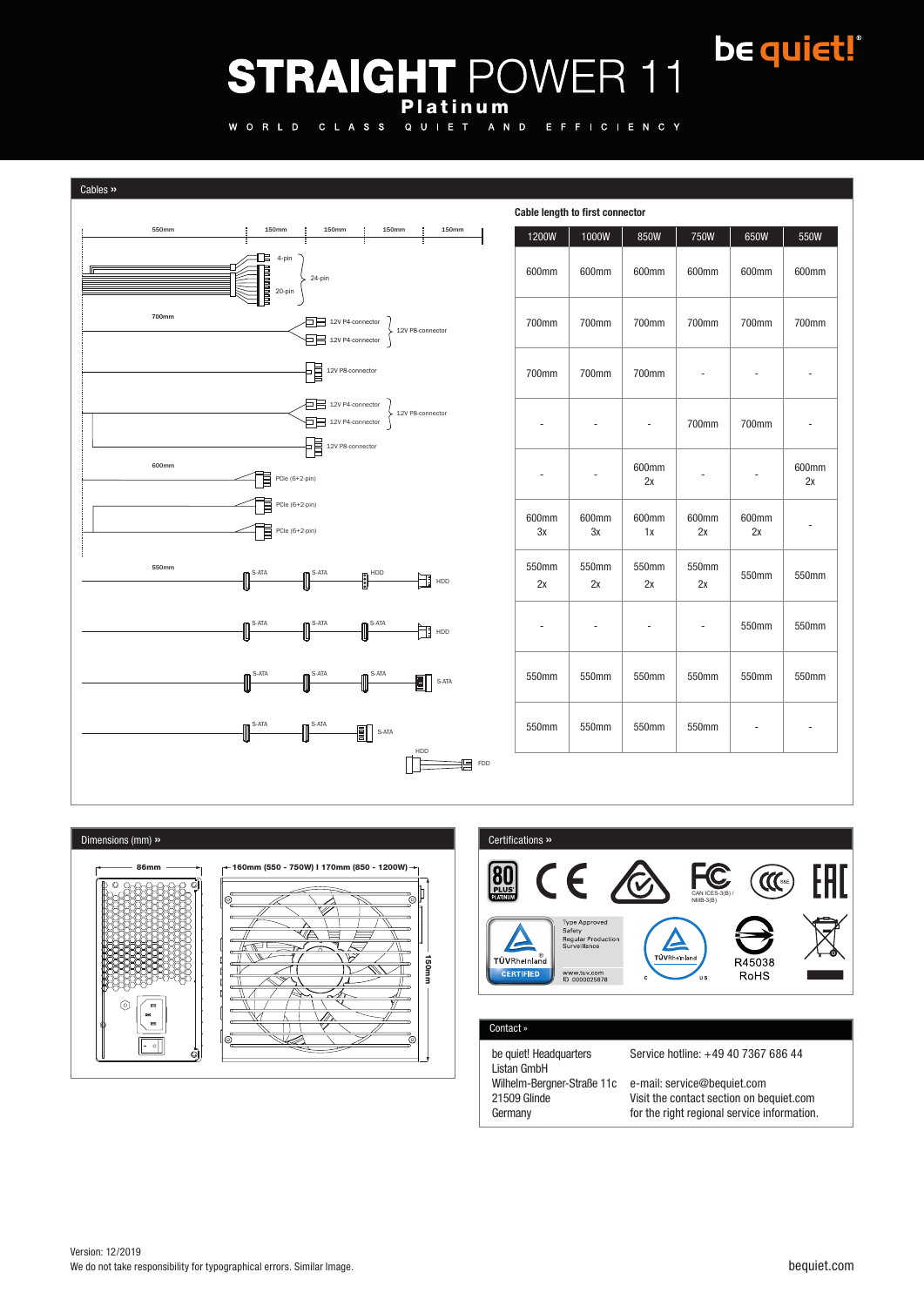# STRAIGHT POWER 11 Platinum

WORLD CLASS QUIET AND EFFICIENCY

be quiet!

## Cables »

550mm | 150mm | 150mm | 150mm | 150mm

4-pin
20-pin
24-pin

700mm
12V P4-connector
12V P4-connector
12V P8-connector
12V P8-connector
12V P4-connector
12V P4-connector
12V P8-connector
12V P8-connector

600mm
PCIe (6+2-pin)
PCIe (6+2-pin)
PCIe (6+2-pin)

550mm
S-ATA S-ATA HDD HDD
S-ATA S-ATA S-ATA HDD
S-ATA S-ATA S-ATA S-ATA
S-ATA S-ATA S-ATA
HDD FDD

**Cable length to first connector**

| 1200W | 1000W | 850W | 750W | 650W | 550W |
|---|---|---|---|---|---|
| 600mm | 600mm | 600mm | 600mm | 600mm | 600mm |
| 700mm | 700mm | 700mm | 700mm | 700mm | 700mm |
| 700mm | 700mm | 700mm | - | - | - |
| - | - | - | 700mm | 700mm | - |
| - | - | 600mm 2x | - | - | 600mm 2x |
| 600mm 3x | 600mm 3x | 600mm 1x | 600mm 2x | 600mm 2x | - |
| 550mm 2x | 550mm 2x | 550mm 2x | 550mm 2x | 550mm | 550mm |
| - | - | - | - | 550mm | 550mm |
| 550mm | 550mm | 550mm | 550mm | 550mm | 550mm |
| 550mm | 550mm | 550mm | 550mm | - | - |

## Dimensions (mm) »

86mm
160mm (550 - 750W) I 170mm (850 - 1200W)
150mm

## Certifications »

80 PLUS PLATINUM

CAN ICES-3(B) / NMB-3(B)

TÜVRheinland CERTIFIED
Type Approved
Safety
Regular Production
Surveillance
www.tuv.com
ID 0000025878

TÜVRheinland C US

R45038
RoHS

## Contact »

be quiet! Headquarters
Listan GmbH
Wilhelm-Bergner-Straße 11c
21509 Glinde
Germany

Service hotline: +49 40 7367 686 44

e-mail: service@bequiet.com
Visit the contact section on bequiet.com
for the right regional service information.

Version: 12/2019
We do not take responsibility for typographical errors. Similar Image.

bequiet.com